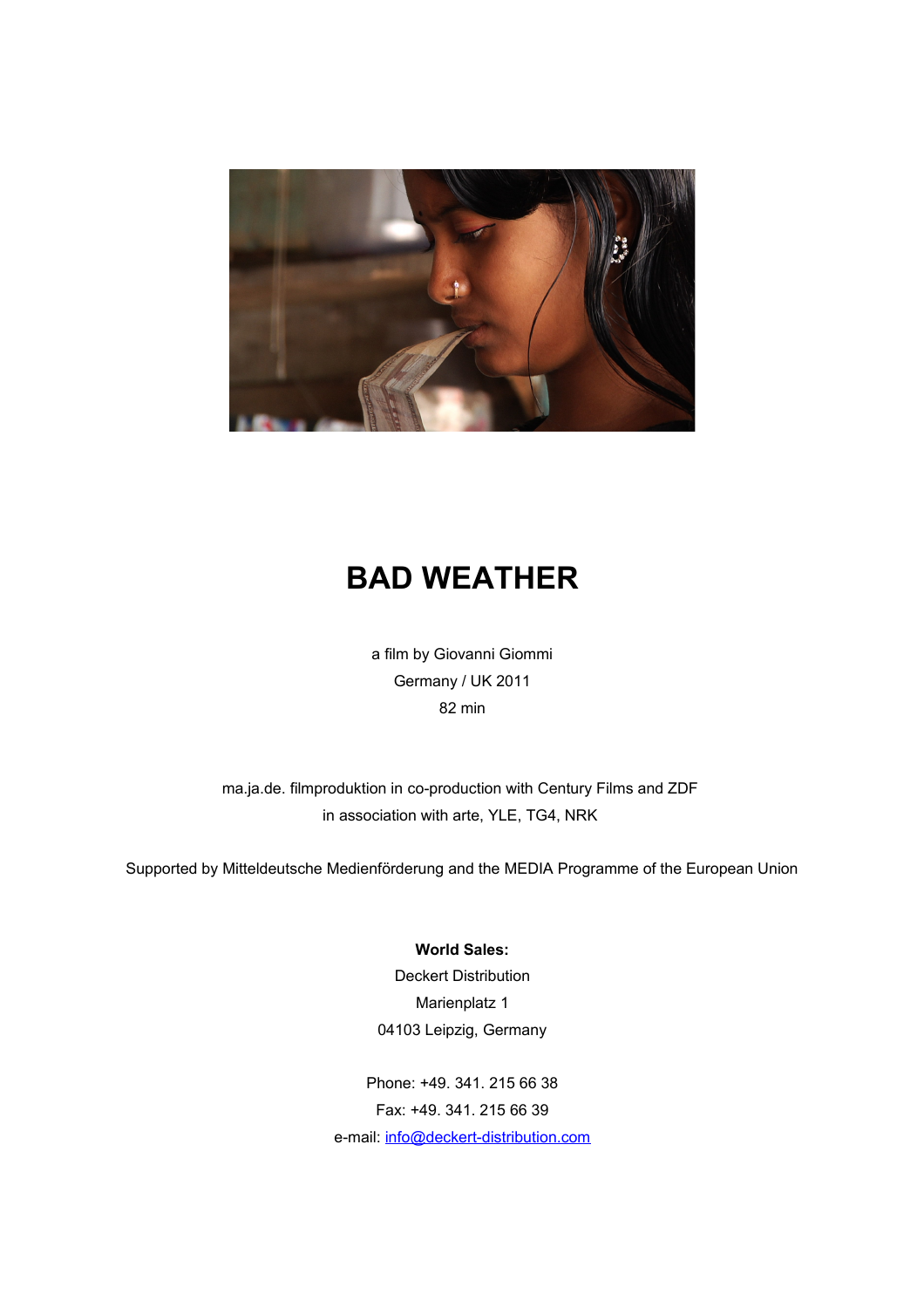# BAD WEATHER

a film by Giovanni Giommi

Germany / UK 2011

82 min

ma.ja.de. filmproduktion in co-production with Century Films and ZDF

in association with arte, YLE, TG4, NRK

Supported by Mitteldeutsche Medienförderung and the MEDIA Programme of the European Union

**World Sales:**

Deckert Distribution

Marienplatz 1

04103 Leipzig, Germany

Phone: +49. 341. 215 66 38

Fax: +49. 341. 215 66 39

e-mail: info@deckert-distribution.com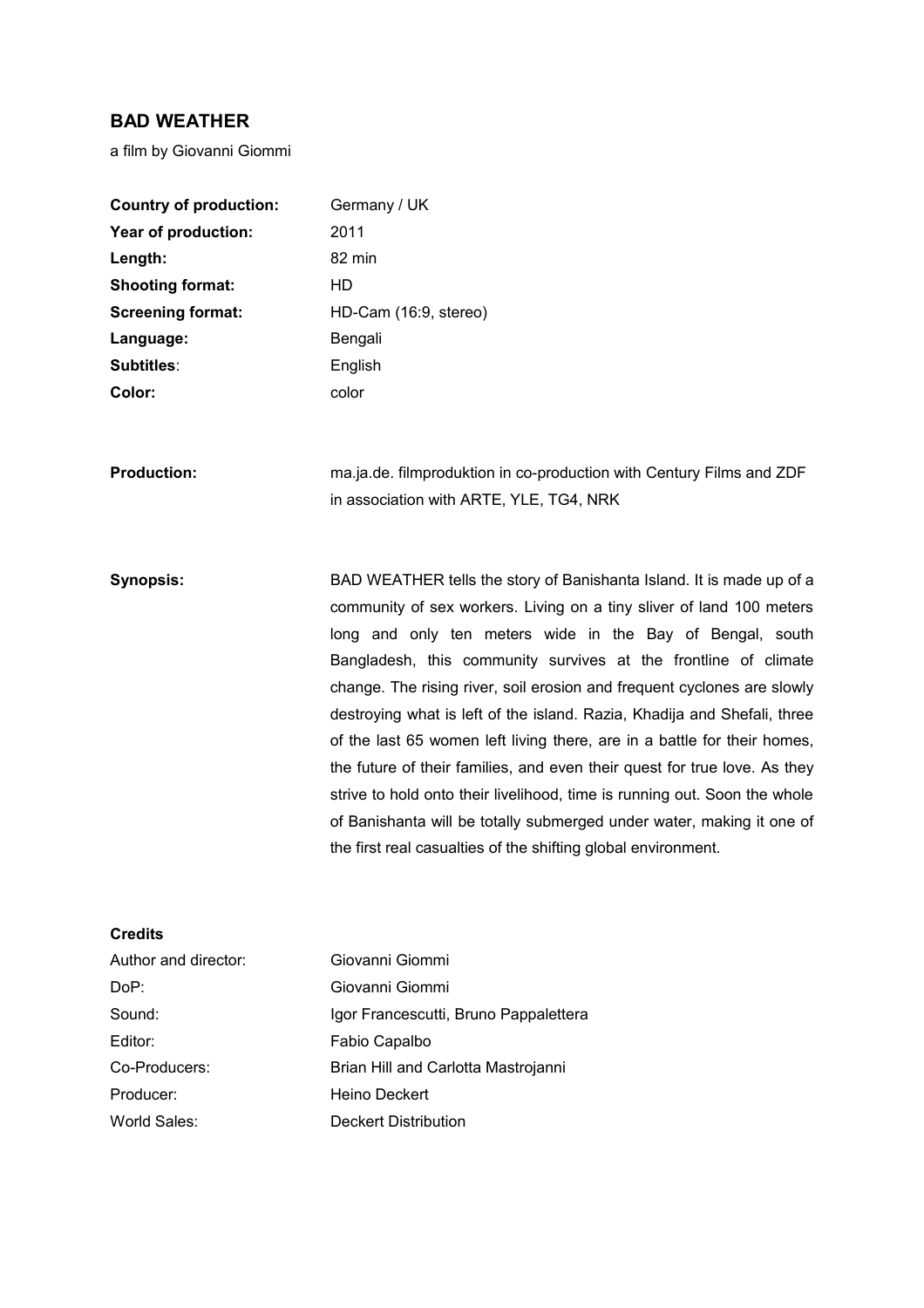## BAD WEATHER

a film by Giovanni Giommi

| | |
|---|---|
| **Country of production:** | Germany / UK |
| **Year of production:** | 2011 |
| **Length:** | 82 min |
| **Shooting format:** | HD |
| **Screening format:** | HD-Cam (16:9, stereo) |
| **Language:** | Bengali |
| **Subtitles**: | English |
| **Color:** | color |

**Production:** ma.ja.de. filmproduktion in co-production with Century Films and ZDF in association with ARTE, YLE, TG4, NRK

**Synopsis:** BAD WEATHER tells the story of Banishanta Island. It is made up of a community of sex workers. Living on a tiny sliver of land 100 meters long and only ten meters wide in the Bay of Bengal, south Bangladesh, this community survives at the frontline of climate change. The rising river, soil erosion and frequent cyclones are slowly destroying what is left of the island. Razia, Khadija and Shefali, three of the last 65 women left living there, are in a battle for their homes, the future of their families, and even their quest for true love. As they strive to hold onto their livelihood, time is running out. Soon the whole of Banishanta will be totally submerged under water, making it one of the first real casualties of the shifting global environment.

**Credits**

| | |
|---|---|
| Author and director: | Giovanni Giommi |
| DoP: | Giovanni Giommi |
| Sound: | Igor Francescutti, Bruno Pappalettera |
| Editor: | Fabio Capalbo |
| Co-Producers: | Brian Hill and Carlotta Mastrojanni |
| Producer: | Heino Deckert |
| World Sales: | Deckert Distribution |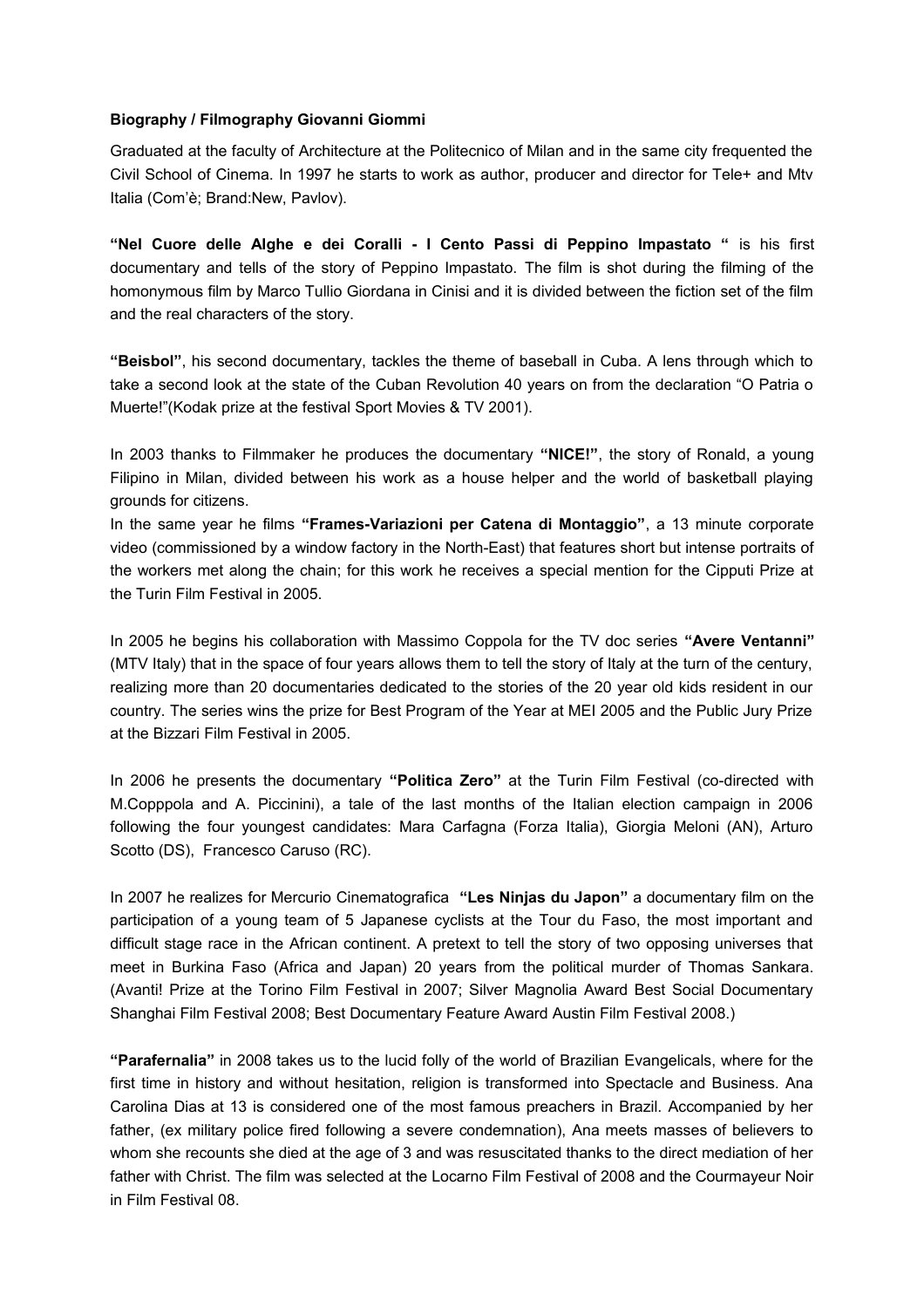**Biography / Filmography Giovanni Giommi**

Graduated at the faculty of Architecture at the Politecnico of Milan and in the same city frequented the Civil School of Cinema. In 1997 he starts to work as author, producer and director for Tele+ and Mtv Italia (Com'è; Brand:New, Pavlov).

**"Nel Cuore delle Alghe e dei Coralli - I Cento Passi di Peppino Impastato "** is his first documentary and tells of the story of Peppino Impastato. The film is shot during the filming of the homonymous film by Marco Tullio Giordana in Cinisi and it is divided between the fiction set of the film and the real characters of the story.

**"Beisbol"**, his second documentary, tackles the theme of baseball in Cuba. A lens through which to take a second look at the state of the Cuban Revolution 40 years on from the declaration "O Patria o Muerte!"(Kodak prize at the festival Sport Movies & TV 2001).

In 2003 thanks to Filmmaker he produces the documentary **"NICE!"**, the story of Ronald, a young Filipino in Milan, divided between his work as a house helper and the world of basketball playing grounds for citizens.

In the same year he films **"Frames-Variazioni per Catena di Montaggio"**, a 13 minute corporate video (commissioned by a window factory in the North-East) that features short but intense portraits of the workers met along the chain; for this work he receives a special mention for the Cipputi Prize at the Turin Film Festival in 2005.

In 2005 he begins his collaboration with Massimo Coppola for the TV doc series **"Avere Ventanni"** (MTV Italy) that in the space of four years allows them to tell the story of Italy at the turn of the century, realizing more than 20 documentaries dedicated to the stories of the 20 year old kids resident in our country. The series wins the prize for Best Program of the Year at MEI 2005 and the Public Jury Prize at the Bizzari Film Festival in 2005.

In 2006 he presents the documentary **"Politica Zero"** at the Turin Film Festival (co-directed with M.Copppola and A. Piccinini), a tale of the last months of the Italian election campaign in 2006 following the four youngest candidates: Mara Carfagna (Forza Italia), Giorgia Meloni (AN), Arturo Scotto (DS), Francesco Caruso (RC).

In 2007 he realizes for Mercurio Cinematografica **"Les Ninjas du Japon"** a documentary film on the participation of a young team of 5 Japanese cyclists at the Tour du Faso, the most important and difficult stage race in the African continent. A pretext to tell the story of two opposing universes that meet in Burkina Faso (Africa and Japan) 20 years from the political murder of Thomas Sankara. (Avanti! Prize at the Torino Film Festival in 2007; Silver Magnolia Award Best Social Documentary Shanghai Film Festival 2008; Best Documentary Feature Award Austin Film Festival 2008.)

**"Parafernalia"** in 2008 takes us to the lucid folly of the world of Brazilian Evangelicals, where for the first time in history and without hesitation, religion is transformed into Spectacle and Business. Ana Carolina Dias at 13 is considered one of the most famous preachers in Brazil. Accompanied by her father, (ex military police fired following a severe condemnation), Ana meets masses of believers to whom she recounts she died at the age of 3 and was resuscitated thanks to the direct mediation of her father with Christ. The film was selected at the Locarno Film Festival of 2008 and the Courmayeur Noir in Film Festival 08.